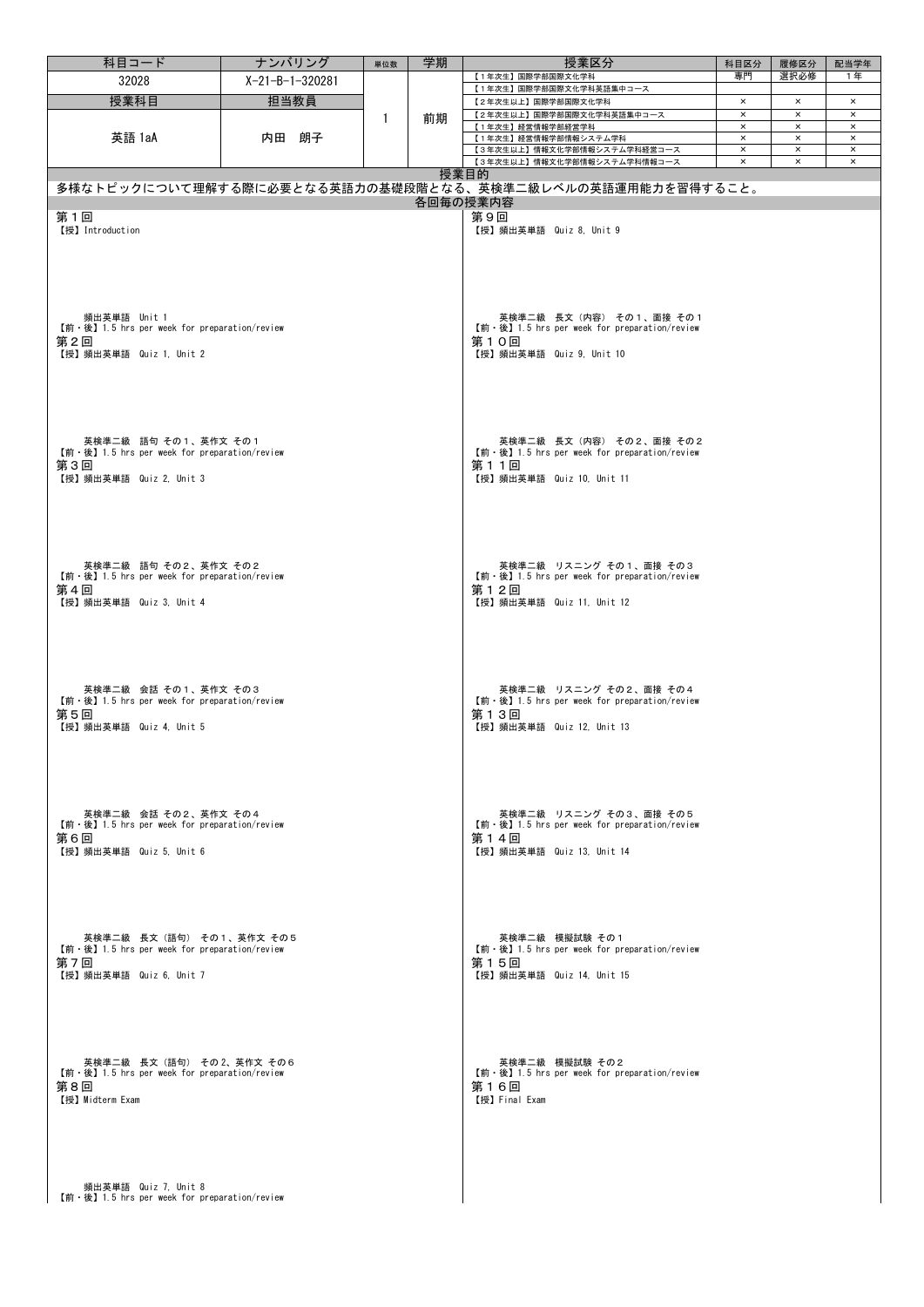| 科目コード | ナンバリング | 単位数 | 学期 | 授業区分 | 科目区分 | 履修区分 | 配当学年 |
|---|---|---|---|---|---|---|---|
| 32028 | X-21-B-1-320281 | 1 | 前期 | 【1年次生】国際学部国際文化学科 | 専門 | 選択必修 | 1年 |
| 授業科目 | 担当教員 | | | 【1年次生】国際学部国際文化学科英語集中コース | | | |
| 英語 1aA | 内田　朗子 | | | 【2年次生以上】国際学部国際文化学科 | × | × | × |
| | | | | 【2年次生以上】国際学部国際文化学科英語集中コース | × | × | × |
| | | | | 【1年次生】経営情報学部経営学科 | × | × | × |
| | | | | 【1年次生】経営情報学部情報システム学科 | × | × | × |
| | | | | 【3年次生以上】情報文化学部情報システム学科経営コース | × | × | × |
| | | | | 【3年次生以上】情報文化学部情報システム学科情報コース | × | × | × |

## 授業目的

多様なトピックについて理解する際に必要となる英語力の基礎段階となる、英検準二級レベルの英語運用能力を習得すること。

## 各回毎の授業内容

**第１回**
【授】Introduction
頻出英単語 Unit 1
【前・後】1.5 hrs per week for preparation/review

**第２回**
【授】頻出英単語 Quiz 1, Unit 2
英検準二級 語句 その１、英作文 その１
【前・後】1.5 hrs per week for preparation/review

**第３回**
【授】頻出英単語 Quiz 2, Unit 3
英検準二級 語句 その２、英作文 その２
【前・後】1.5 hrs per week for preparation/review

**第４回**
【授】頻出英単語 Quiz 3, Unit 4
英検準二級 会話 その１、英作文 その３
【前・後】1.5 hrs per week for preparation/review

**第５回**
【授】頻出英単語 Quiz 4, Unit 5
英検準二級 会話 その２、英作文 その４
【前・後】1.5 hrs per week for preparation/review

**第６回**
【授】頻出英単語 Quiz 5, Unit 6
英検準二級 長文（語句） その１、英作文 その５
【前・後】1.5 hrs per week for preparation/review

**第７回**
【授】頻出英単語 Quiz 6, Unit 7
英検準二級 長文（語句） その２、英作文 その６
【前・後】1.5 hrs per week for preparation/review

**第８回**
【授】Midterm Exam
頻出英単語 Quiz 7, Unit 8
【前・後】1.5 hrs per week for preparation/review

**第９回**
【授】頻出英単語 Quiz 8, Unit 9
英検準二級 長文（内容） その１、面接 その１
【前・後】1.5 hrs per week for preparation/review

**第１０回**
【授】頻出英単語 Quiz 9, Unit 10
英検準二級 長文（内容） その２、面接 その２
【前・後】1.5 hrs per week for preparation/review

**第１１回**
【授】頻出英単語 Quiz 10, Unit 11
英検準二級 リスニング その１、面接 その３
【前・後】1.5 hrs per week for preparation/review

**第１２回**
【授】頻出英単語 Quiz 11, Unit 12
英検準二級 リスニング その２、面接 その４
【前・後】1.5 hrs per week for preparation/review

**第１３回**
【授】頻出英単語 Quiz 12, Unit 13
英検準二級 リスニング その３、面接 その５
【前・後】1.5 hrs per week for preparation/review

**第１４回**
【授】頻出英単語 Quiz 13, Unit 14
英検準二級 模擬試験 その１
【前・後】1.5 hrs per week for preparation/review

**第１５回**
【授】頻出英単語 Quiz 14, Unit 15
英検準二級 模擬試験 その２
【前・後】1.5 hrs per week for preparation/review

**第１６回**
【授】Final Exam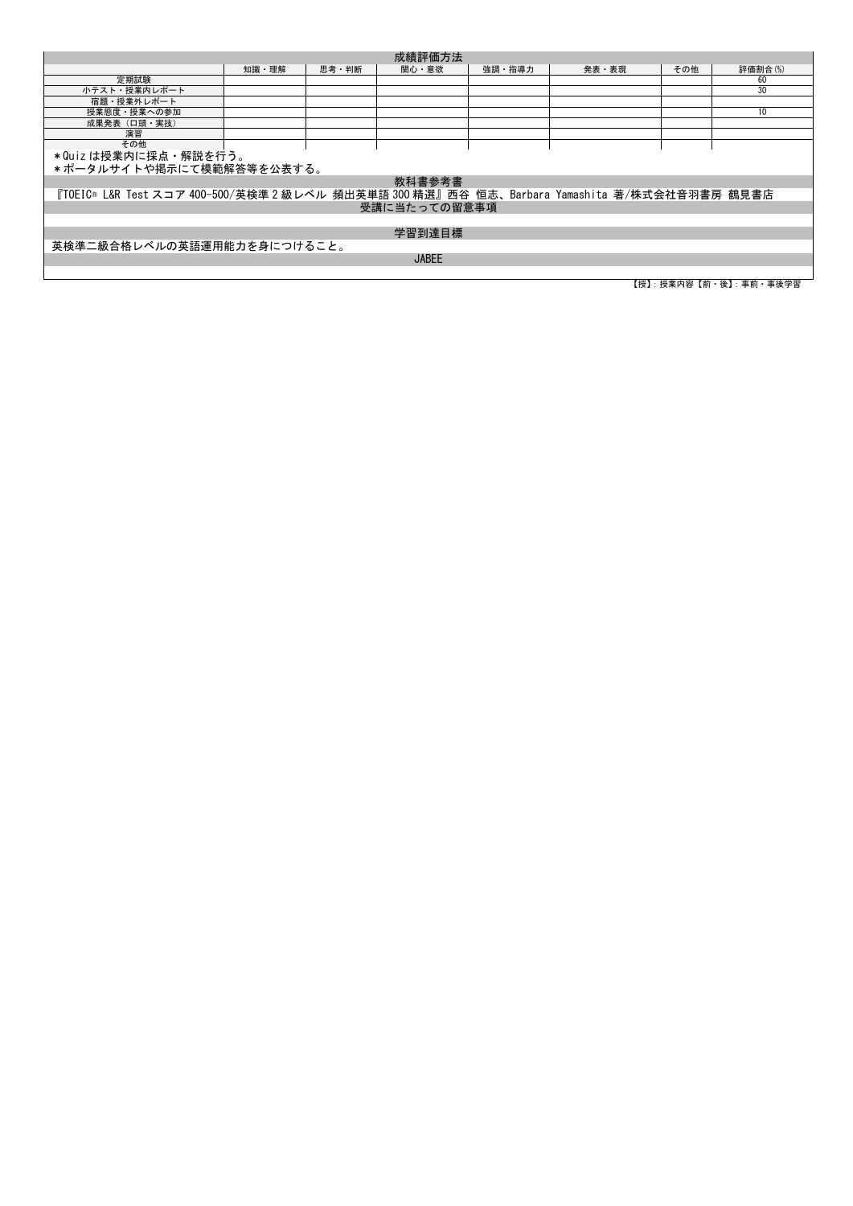## 成績評価方法

| | 知識・理解 | 思考・判断 | 関心・意欲 | 強調・指導力 | 発表・表現 | その他 | 評価割合(%) |
|---|---|---|---|---|---|---|---|
| 定期試験 | | | | | | | 60 |
| 小テスト・授業内レポート | | | | | | | 30 |
| 宿題・授業外レポート | | | | | | | |
| 授業態度・授業への参加 | | | | | | | 10 |
| 成果発表（口頭・実技） | | | | | | | |
| 演習 | | | | | | | |
| その他 | | | | | | | |

＊Quiz は授業内に採点・解説を行う。
＊ポータルサイトや掲示にて模範解答等を公表する。

## 教科書参考書

『TOEIC® L&R Test スコア 400-500/英検準 2 級レベル 頻出英単語 300 精選』西谷 恒志、Barbara Yamashita 著/株式会社音羽書房 鶴見書店

## 受講に当たっての留意事項

## 学習到達目標

英検準二級合格レベルの英語運用能力を身につけること。

## JABEE

【授】: 授業内容【前・後】: 事前・事後学習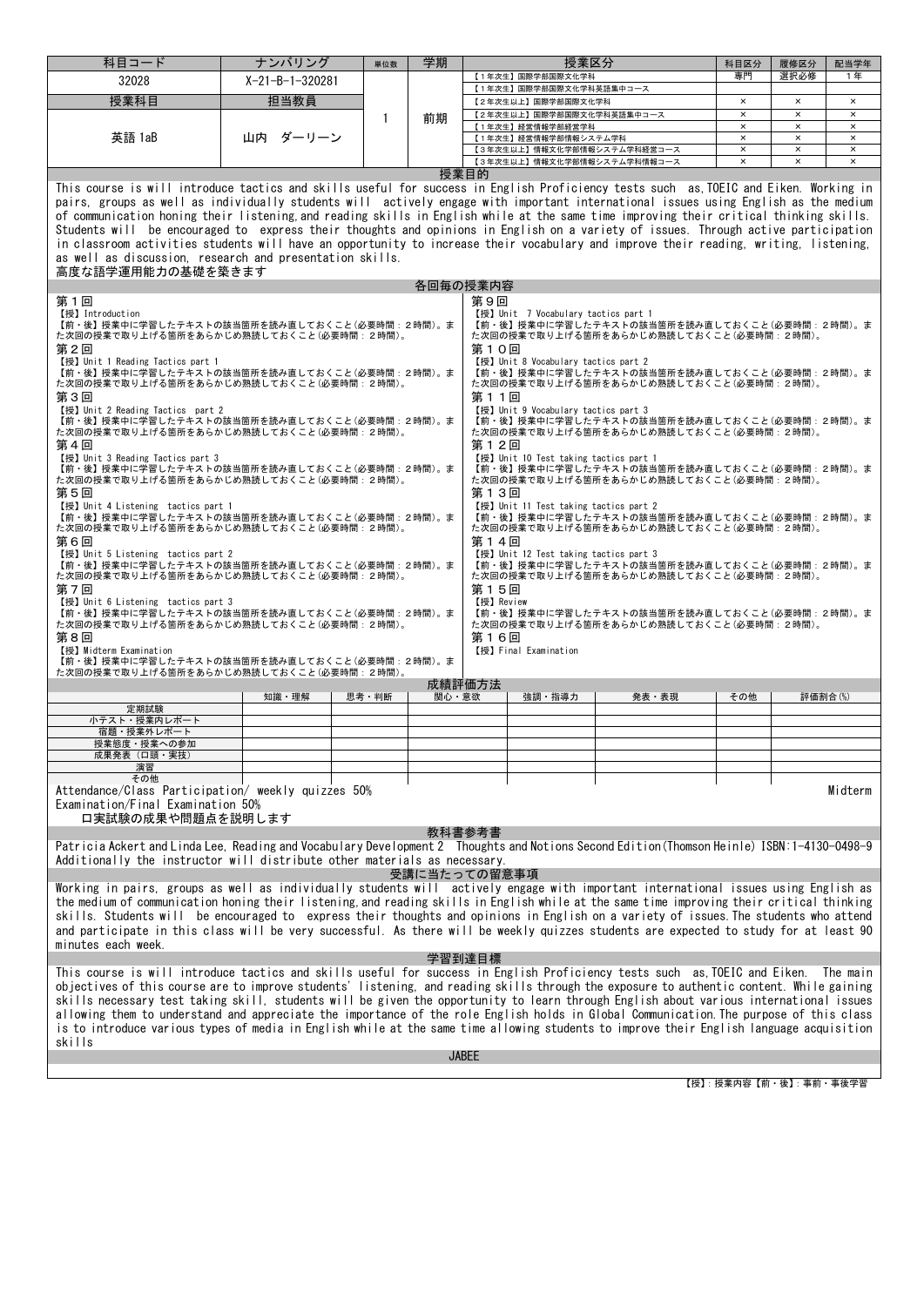| 科目コード | ナンバリング | 単位数 | 学期 | 授業区分 | 科目区分 | 履修区分 | 配当学年 |
|---|---|---|---|---|---|---|---|
| 32028 | X-21-B-1-320281 | 1 | 前期 | 【1年次生】国際学部国際文化学科 | 専門 | 選択必修 | 1年 |
| | | | | 【1年次生】国際学部国際文化学科英語集中コース | | | |
| **授業科目** | **担当教員** | | | 【2年次生以上】国際学部国際文化学科 | × | × | × |
| 英語 1aB | 山内 ダーリーン | | | 【2年次生以上】国際学部国際文化学科英語集中コース | × | × | × |
| | | | | 【1年次生】経営情報学部経営学科 | × | × | × |
| | | | | 【1年次生】経営情報学部情報システム学科 | × | × | × |
| | | | | 【3年次生以上】情報文化学部情報システム学科経営コース | × | × | × |
| | | | | 【3年次生以上】情報文化学部情報システム学科情報コース | × | × | × |

## 授業目的

This course is will introduce tactics and skills useful for success in English Proficiency tests such as,TOEIC and Eiken. Working in pairs, groups as well as individually students will actively engage with important international issues using English as the medium of communication honing their listening,and reading skills in English while at the same time improving their critical thinking skills. Students will be encouraged to express their thoughts and opinions in English on a variety of issues. Through active participation in classroom activities students will have an opportunity to increase their vocabulary and improve their reading, writing, listening, as well as discussion, research and presentation skills.
高度な語学運用能力の基礎を築きます

## 各回毎の授業内容

**第１回**
【授】Introduction
【前・後】授業中に学習したテキストの該当箇所を読み直しておくこと(必要時間：2時間)。また次回の授業で取り上げる箇所をあらかじめ熟読しておくこと(必要時間：2時間)。

**第２回**
【授】Unit 1 Reading Tactics part 1
【前・後】授業中に学習したテキストの該当箇所を読み直しておくこと(必要時間：2時間)。また次回の授業で取り上げる箇所をあらかじめ熟読しておくこと(必要時間：2時間)。

**第３回**
【授】Unit 2 Reading Tactics part 2
【前・後】授業中に学習したテキストの該当箇所を読み直しておくこと(必要時間：2時間)。また次回の授業で取り上げる箇所をあらかじめ熟読しておくこと(必要時間：2時間)。

**第４回**
【授】Unit 3 Reading Tactics part 3
【前・後】授業中に学習したテキストの該当箇所を読み直しておくこと(必要時間：2時間)。また次回の授業で取り上げる箇所をあらかじめ熟読しておくこと(必要時間：2時間)。

**第５回**
【授】Unit 4 Listening tactics part 1
【前・後】授業中に学習したテキストの該当箇所を読み直しておくこと(必要時間：2時間)。また次回の授業で取り上げる箇所をあらかじめ熟読しておくこと(必要時間：2時間)。

**第６回**
【授】Unit 5 Listening tactics part 2
【前・後】授業中に学習したテキストの該当箇所を読み直しておくこと(必要時間：2時間)。また次回の授業で取り上げる箇所をあらかじめ熟読しておくこと(必要時間：2時間)。

**第７回**
【授】Unit 6 Listening tactics part 3
【前・後】授業中に学習したテキストの該当箇所を読み直しておくこと(必要時間：2時間)。また次回の授業で取り上げる箇所をあらかじめ熟読しておくこと(必要時間：2時間)。

**第８回**
【授】Midterm Examination
【前・後】授業中に学習したテキストの該当箇所を読み直しておくこと(必要時間：2時間)。また次回の授業で取り上げる箇所をあらかじめ熟読しておくこと(必要時間：2時間)。

**第９回**
【授】Unit 7 Vocabulary tactics part 1
【前・後】授業中に学習したテキストの該当箇所を読み直しておくこと(必要時間：2時間)。また次回の授業で取り上げる箇所をあらかじめ熟読しておくこと(必要時間：2時間)。

**第１０回**
【授】Unit 8 Vocabulary tactics part 2
【前・後】授業中に学習したテキストの該当箇所を読み直しておくこと(必要時間：2時間)。また次回の授業で取り上げる箇所をあらかじめ熟読しておくこと(必要時間：2時間)。

**第１１回**
【授】Unit 9 Vocabulary tactics part 3
【前・後】授業中に学習したテキストの該当箇所を読み直しておくこと(必要時間：2時間)。また次回の授業で取り上げる箇所をあらかじめ熟読しておくこと(必要時間：2時間)。

**第１２回**
【授】Unit 10 Test taking tactics part 1
【前・後】授業中に学習したテキストの該当箇所を読み直しておくこと(必要時間：2時間)。また次回の授業で取り上げる箇所をあらかじめ熟読しておくこと(必要時間：2時間)。

**第１３回**
【授】Unit 11 Test taking tactics part 2
【前・後】授業中に学習したテキストの該当箇所を読み直しておくこと(必要時間：2時間)。また次回の授業で取り上げる箇所をあらかじめ熟読しておくこと(必要時間：2時間)。

**第１４回**
【授】Unit 12 Test taking tactics part 3
【前・後】授業中に学習したテキストの該当箇所を読み直しておくこと(必要時間：2時間)。また次回の授業で取り上げる箇所をあらかじめ熟読しておくこと(必要時間：2時間)。

**第１５回**
【授】Review
【前・後】授業中に学習したテキストの該当箇所を読み直しておくこと(必要時間：2時間)。また次回の授業で取り上げる箇所をあらかじめ熟読しておくこと(必要時間：2時間)。

**第１６回**
【授】Final Examination

## 成績評価方法

| | 知識・理解 | 思考・判断 | 関心・意欲 | 強調・指導力 | 発表・表現 | その他 | 評価割合(%) |
|---|---|---|---|---|---|---|---|
| 定期試験 | | | | | | | |
| 小テスト・授業内レポート | | | | | | | |
| 宿題・授業外レポート | | | | | | | |
| 授業態度・授業への参加 | | | | | | | |
| 成果発表（口頭・実技） | | | | | | | |
| 演習 | | | | | | | |
| その他 | | | | | | | |

Attendance/Class Participation/ weekly quizzes 50% Midterm Examination/Final Examination 50%
口実試験の成果や問題点を説明します

## 教科書参考書

Patricia Ackert and Linda Lee, Reading and Vocabulary Development 2 Thoughts and Notions Second Edition(Thomson Heinle) ISBN:1-4130-0498-9
Additionally the instructor will distribute other materials as necessary.

## 受講に当たっての留意事項

Working in pairs, groups as well as individually students will actively engage with important international issues using English as the medium of communication honing their listening,and reading skills in English while at the same time improving their critical thinking skills. Students will be encouraged to express their thoughts and opinions in English on a variety of issues.The students who attend and participate in this class will be very successful. As there will be weekly quizzes students are expected to study for at least 90 minutes each week.

## 学習到達目標

This course is will introduce tactics and skills useful for success in English Proficiency tests such as,TOEIC and Eiken. The main objectives of this course are to improve students' listening, and reading skills through the exposure to authentic content. While gaining skills necessary test taking skill, students will be given the opportunity to learn through English about various international issues allowing them to understand and appreciate the importance of the role English holds in Global Communication.The purpose of this class is to introduce various types of media in English while at the same time allowing students to improve their English language acquisition skills

## JABEE

【授】：授業内容【前・後】：事前・事後学習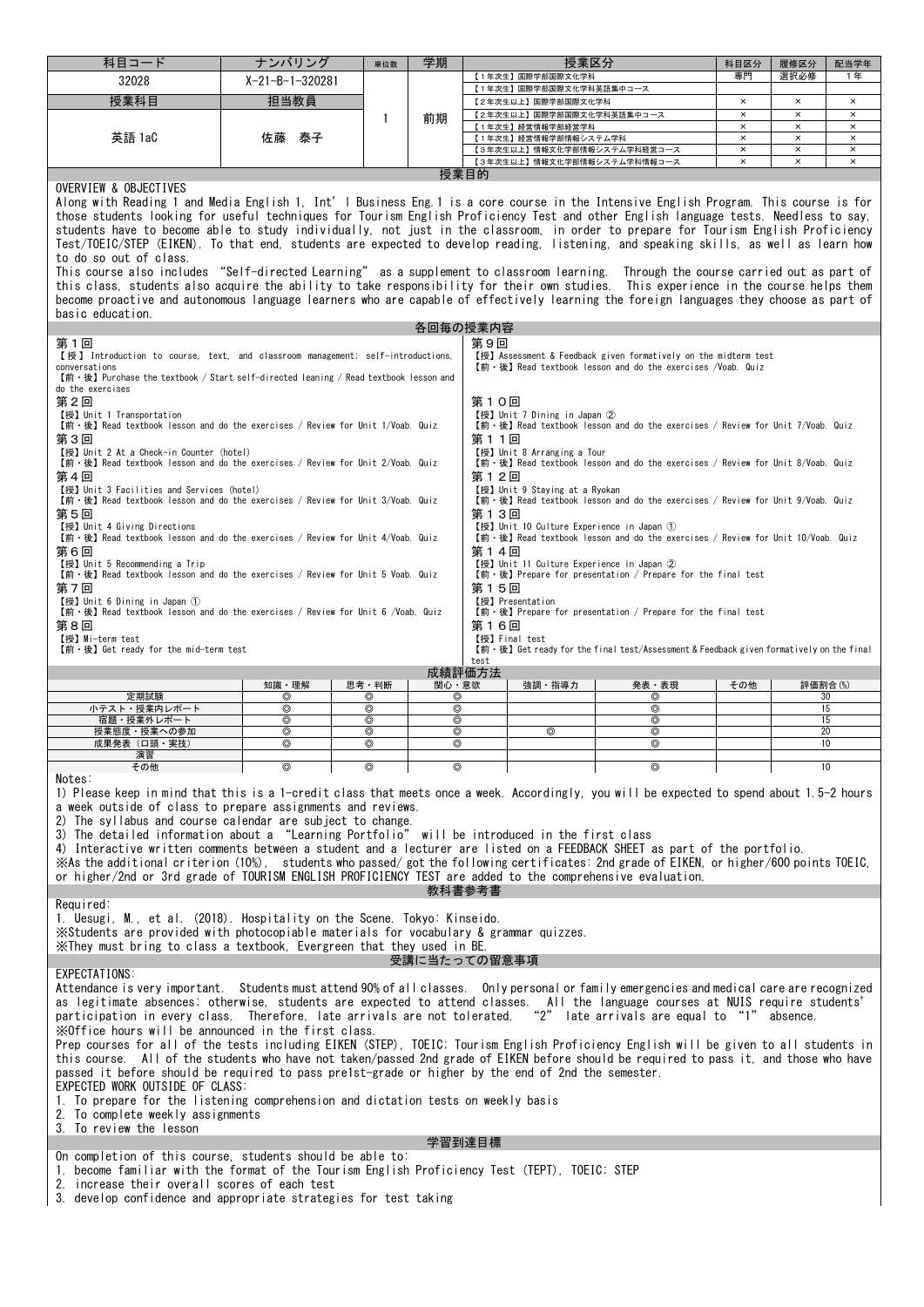| 科目コード | ナンバリング | 単位数 | 学期 | 授業区分 | 科目区分 | 履修区分 | 配当学年 |
|---|---|---|---|---|---|---|---|
| 32028 | X-21-B-1-320281 | 1 | 前期 | 【1年次生】国際学部国際文化学科 | 専門 | 選択必修 | 1年 |
| | | | | 【1年次生】国際学部国際文化学科英語集中コース | | | |
| **授業科目** | **担当教員** | | | 【2年次生以上】国際学部国際文化学科 | × | × | × |
| 英語 1aC | 佐藤　泰子 | | | 【2年次生以上】国際学部国際文化学科英語集中コース | × | × | × |
| | | | | 【1年次生】経営情報学部経営学科 | × | × | × |
| | | | | 【1年次生】経営情報学部情報システム学科 | × | × | × |
| | | | | 【3年次生以上】情報文化学部情報システム学科経営コース | × | × | × |
| | | | | 【3年次生以上】情報文化学部情報システム学科情報コース | × | × | × |

## 授業目的

OVERVIEW & OBJECTIVES

Along with Reading 1 and Media English 1, Int'l Business Eng.1 is a core course in the Intensive English Program. This course is for those students looking for useful techniques for Tourism English Proficiency Test and other English language tests. Needless to say, students have to become able to study individually, not just in the classroom, in order to prepare for Tourism English Proficiency Test/TOEIC/STEP (EIKEN). To that end, students are expected to develop reading, listening, and speaking skills, as well as learn how to do so out of class.

This course also includes "Self-directed Learning" as a supplement to classroom learning. Through the course carried out as part of this class, students also acquire the ability to take responsibility for their own studies. This experience in the course helps them become proactive and autonomous language learners who are capable of effectively learning the foreign languages they choose as part of basic education.

## 各回毎の授業内容

第１回
【授】Introduction to course, text, and classroom management; self-introductions, conversations
【前・後】Purchase the textbook / Start self-directed leaning / Read textbook lesson and do the exercises

第２回
【授】Unit 1 Transportation
【前・後】Read textbook lesson and do the exercises / Review for Unit 1/Voab. Quiz

第３回
【授】Unit 2 At a Check-in Counter (hotel)
【前・後】Read textbook lesson and do the exercises / Review for Unit 2/Voab. Quiz

第４回
【授】Unit 3 Facilities and Services (hotel)
【前・後】Read textbook lesson and do the exercises / Review for Unit 3/Voab. Quiz

第５回
【授】Unit 4 Giving Directions
【前・後】Read textbook lesson and do the exercises / Review for Unit 4/Voab. Quiz

第６回
【授】Unit 5 Recommending a Trip
【前・後】Read textbook lesson and do the exercises / Review for Unit 5 Voab. Quiz

第７回
【授】Unit 6 Dining in Japan ①
【前・後】Read textbook lesson and do the exercises / Review for Unit 6 /Voab. Quiz

第８回
【授】Mi-term test
【前・後】Get ready for the mid-term test

第９回
【授】Assessment & Feedback given formatively on the midterm test
【前・後】Read textbook lesson and do the exercises /Voab. Quiz

第１０回
【授】Unit 7 Dining in Japan ②
【前・後】Read textbook lesson and do the exercises / Review for Unit 7/Voab. Quiz

第１１回
【授】Unit 8 Arranging a Tour
【前・後】Read textbook lesson and do the exercises / Review for Unit 8/Voab. Quiz

第１２回
【授】Unit 9 Staying at a Ryokan
【前・後】Read textbook lesson and do the exercises / Review for Unit 9/Voab. Quiz

第１３回
【授】Unit 10 Culture Experience in Japan ①
【前・後】Read textbook lesson and do the exercises / Review for Unit 10/Voab. Quiz

第１４回
【授】Unit 11 Culture Experience in Japan ②
【前・後】Prepare for presentation / Prepare for the final test

第１５回
【授】Presentation
【前・後】Prepare for presentation / Prepare for the final test

第１６回
【授】Final test
【前・後】Get ready for the final test/Assessment & Feedback given formatively on the final test

## 成績評価方法

| | 知識・理解 | 思考・判断 | 関心・意欲 | 強調・指導力 | 発表・表現 | その他 | 評価割合(%) |
|---|---|---|---|---|---|---|---|
| 定期試験 | ◎ | ◎ | ◎ | | ◎ | | 30 |
| 小テスト・授業内レポート | ◎ | ◎ | ◎ | | ◎ | | 15 |
| 宿題・授業外レポート | ◎ | ◎ | ◎ | | ◎ | | 15 |
| 授業態度・授業への参加 | ◎ | ◎ | ◎ | ◎ | ◎ | | 20 |
| 成果発表（口頭・実技） | ◎ | ◎ | ◎ | | ◎ | | 10 |
| 演習 | | | | | | | |
| その他 | ◎ | ◎ | ◎ | | ◎ | | 10 |

Notes:
1) Please keep in mind that this is a 1-credit class that meets once a week. Accordingly, you will be expected to spend about 1.5-2 hours a week outside of class to prepare assignments and reviews.
2) The syllabus and course calendar are subject to change.
3) The detailed information about a "Learning Portfolio" will be introduced in the first class
4) Interactive written comments between a student and a lecturer are listed on a FEEDBACK SHEET as part of the portfolio.
※As the additional criterion (10%), students who passed/ got the following certificates: 2nd grade of EIKEN, or higher/600 points TOEIC, or higher/2nd or 3rd grade of TOURISM ENGLISH PROFICIENCY TEST are added to the comprehensive evaluation.

## 教科書参考書

Required:
1. Uesugi, M., et al. (2018). Hospitality on the Scene. Tokyo: Kinseido.
※Students are provided with photocopiable materials for vocabulary & grammar quizzes.
※They must bring to class a textbook, Evergreen that they used in BE.

## 受講に当たっての留意事項

EXPECTATIONS:
Attendance is very important. Students must attend 90% of all classes. Only personal or family emergencies and medical care are recognized as legitimate absences; otherwise, students are expected to attend classes. All the language courses at NUIS require students' participation in every class. Therefore, late arrivals are not tolerated. "2" late arrivals are equal to "1" absence.
※Office hours will be announced in the first class.
Prep courses for all of the tests including EIKEN (STEP), TOEIC; Tourism English Proficiency English will be given to all students in this course. All of the students who have not taken/passed 2nd grade of EIKEN before should be required to pass it, and those who have passed it before should be required to pass pre1st-grade or higher by the end of 2nd the semester.
EXPECTED WORK OUTSIDE OF CLASS:
1. To prepare for the listening comprehension and dictation tests on weekly basis
2. To complete weekly assignments
3. To review the lesson

## 学習到達目標

On completion of this course, students should be able to:
1. become familiar with the format of the Tourism English Proficiency Test (TEPT), TOEIC; STEP
2. increase their overall scores of each test
3. develop confidence and appropriate strategies for test taking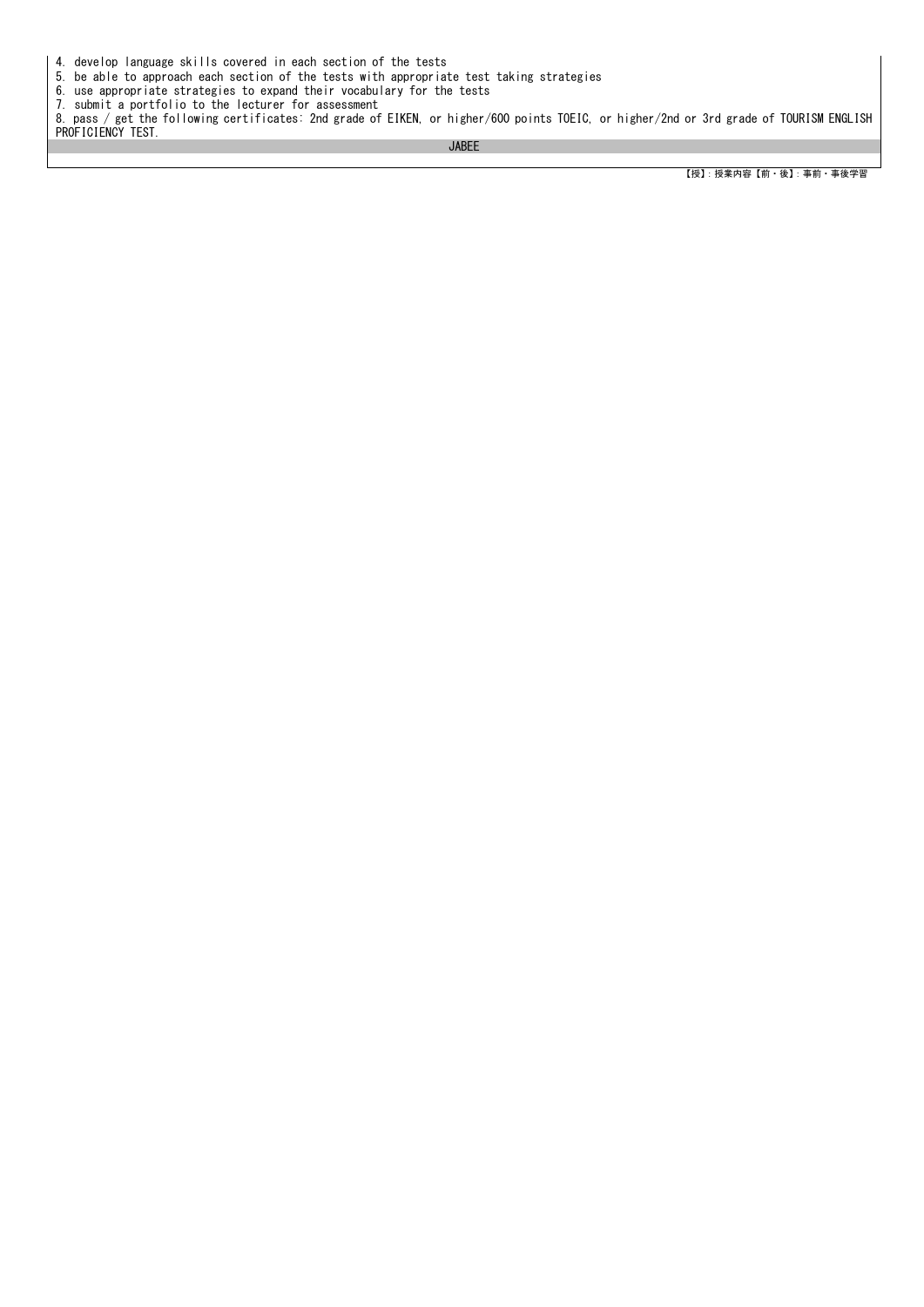4. develop language skills covered in each section of the tests
5. be able to approach each section of the tests with appropriate test taking strategies
6. use appropriate strategies to expand their vocabulary for the tests
7. submit a portfolio to the lecturer for assessment
8. pass / get the following certificates: 2nd grade of EIKEN, or higher/600 points TOEIC, or higher/2nd or 3rd grade of TOURISM ENGLISH PROFICIENCY TEST.

JABEE

【授】：授業内容【前・後】：事前・事後学習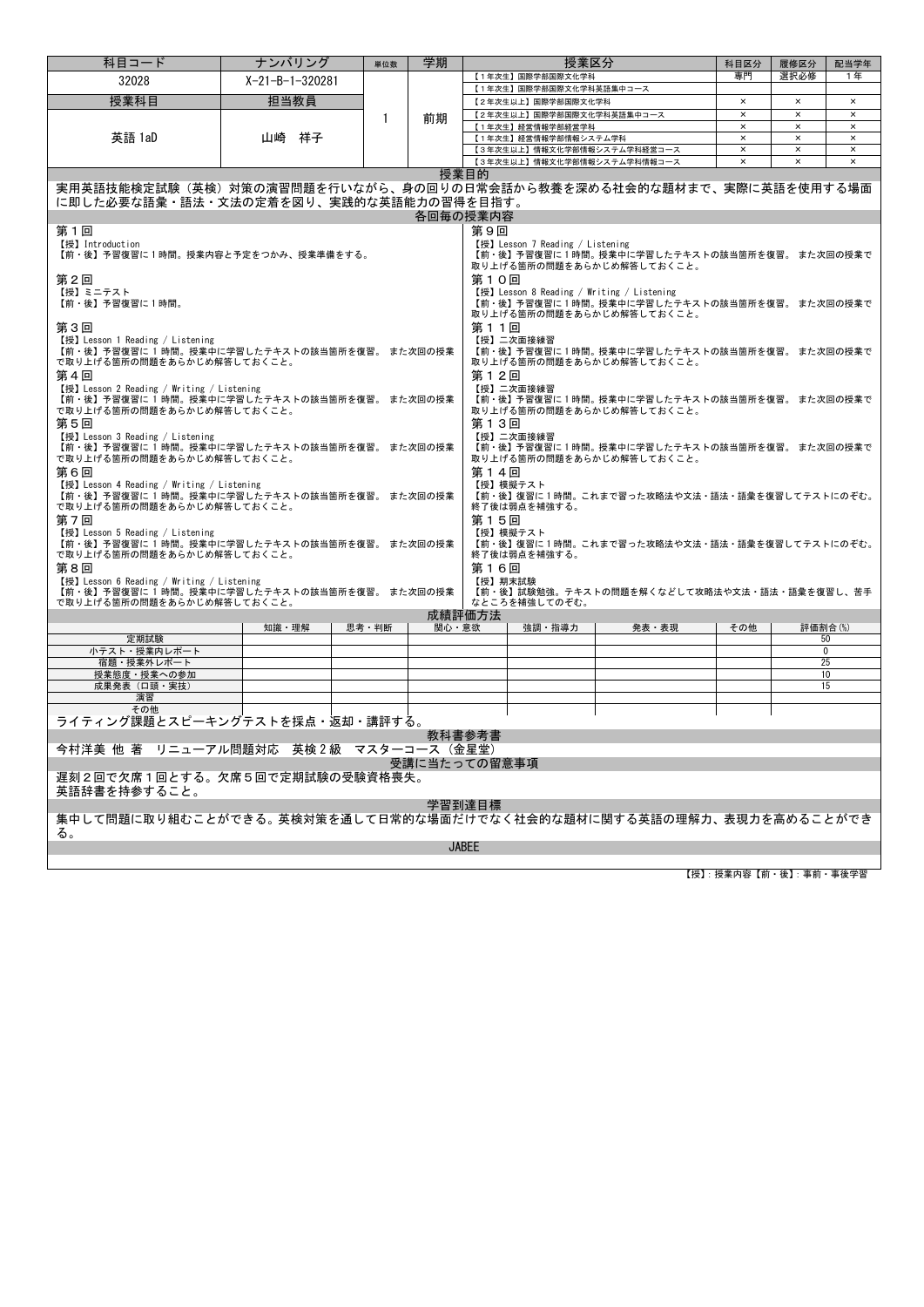| 科目コード | ナンバリング | 単位数 | 学期 | 授業区分 | 科目区分 | 履修区分 | 配当学年 |
|---|---|---|---|---|---|---|---|
| 32028 | X-21-B-1-320281 | 1 | 前期 | 【1年次生】国際学部国際文化学科 | 専門 | 選択必修 | 1年 |
| | | | | 【1年次生】国際学部国際文化学科英語集中コース | | | |
| **授業科目** | **担当教員** | | | 【2年次生以上】国際学部国際文化学科 | × | × | × |
| 英語 1aD | 山崎　祥子 | | | 【2年次生以上】国際学部国際文化学科英語集中コース | × | × | × |
| | | | | 【1年次生】経営情報学部経営学科 | × | × | × |
| | | | | 【1年次生】経営情報学部情報システム学科 | × | × | × |
| | | | | 【3年次生以上】情報文化学部情報システム学科経営コース | × | × | × |
| | | | | 【3年次生以上】情報文化学部情報システム学科情報コース | × | × | × |

## 授業目的

実用英語技能検定試験（英検）対策の演習問題を行いながら、身の回りの日常会話から教養を深める社会的な題材まで、実際に英語を使用する場面に即した必要な語彙・語法・文法の定着を図り、実践的な英語能力の習得を目指す。

## 各回毎の授業内容

**第１回**
【授】Introduction
【前・後】予習復習に１時間。授業内容と予定をつかみ、授業準備をする。

**第２回**
【授】ミニテスト
【前・後】予習復習に１時間。

**第３回**
【授】Lesson 1 Reading / Listening
【前・後】予習復習に１時間。授業中に学習したテキストの該当箇所を復習。 また次回の授業で取り上げる箇所の問題をあらかじめ解答しておくこと。

**第４回**
【授】Lesson 2 Reading / Writing / Listening
【前・後】予習復習に１時間。授業中に学習したテキストの該当箇所を復習。 また次回の授業で取り上げる箇所の問題をあらかじめ解答しておくこと。

**第５回**
【授】Lesson 3 Reading / Listening
【前・後】予習復習に１時間。授業中に学習したテキストの該当箇所を復習。 また次回の授業で取り上げる箇所の問題をあらかじめ解答しておくこと。

**第６回**
【授】Lesson 4 Reading / Writing / Listening
【前・後】予習復習に１時間。授業中に学習したテキストの該当箇所を復習。 また次回の授業で取り上げる箇所の問題をあらかじめ解答しておくこと。

**第７回**
【授】Lesson 5 Reading / Listening
【前・後】予習復習に１時間。授業中に学習したテキストの該当箇所を復習。 また次回の授業で取り上げる箇所の問題をあらかじめ解答しておくこと。

**第８回**
【授】Lesson 6 Reading / Writing / Listening
【前・後】予習復習に１時間。授業中に学習したテキストの該当箇所を復習。 また次回の授業で取り上げる箇所の問題をあらかじめ解答しておくこと。

**第９回**
【授】Lesson 7 Reading / Listening
【前・後】予習復習に１時間。授業中に学習したテキストの該当箇所を復習。 また次回の授業で取り上げる箇所の問題をあらかじめ解答しておくこと。

**第１０回**
【授】Lesson 8 Reading / Writing / Listening
【前・後】予習復習に１時間。授業中に学習したテキストの該当箇所を復習。 また次回の授業で取り上げる箇所の問題をあらかじめ解答しておくこと。

**第１１回**
【授】二次面接練習
【前・後】予習復習に１時間。授業中に学習したテキストの該当箇所を復習。 また次回の授業で取り上げる箇所の問題をあらかじめ解答しておくこと。

**第１２回**
【授】二次面接練習
【前・後】予習復習に１時間。授業中に学習したテキストの該当箇所を復習。 また次回の授業で取り上げる箇所の問題をあらかじめ解答しておくこと。

**第１３回**
【授】二次面接練習
【前・後】予習復習に１時間。授業中に学習したテキストの該当箇所を復習。 また次回の授業で取り上げる箇所の問題をあらかじめ解答しておくこと。

**第１４回**
【授】模擬テスト
【前・後】復習に１時間。これまで習った攻略法や文法・語法・語彙を復習してテストにのぞむ。終了後は弱点を補強する。

**第１５回**
【授】模擬テスト
【前・後】復習に１時間。これまで習った攻略法や文法・語法・語彙を復習してテストにのぞむ。終了後は弱点を補強する。

**第１６回**
【授】期末試験
【前・後】試験勉強。テキストの問題を解くなどして攻略法や文法・語法・語彙を復習し、苦手なところを補強してのぞむ。

## 成績評価方法

| | 知識・理解 | 思考・判断 | 関心・意欲 | 強調・指導力 | 発表・表現 | その他 | 評価割合(%) |
|---|---|---|---|---|---|---|---|
| 定期試験 | | | | | | | 50 |
| 小テスト・授業内レポート | | | | | | | 0 |
| 宿題・授業外レポート | | | | | | | 25 |
| 授業態度・授業への参加 | | | | | | | 10 |
| 成果発表（口頭・実技） | | | | | | | 15 |
| 演習 | | | | | | | |
| その他 | | | | | | | |

ライティング課題とスピーキングテストを採点・返却・講評する。

## 教科書参考書

今村洋美 他 著　リニューアル問題対応　英検２級　マスターコース（金星堂）

## 受講に当たっての留意事項

遅刻２回で欠席１回とする。欠席５回で定期試験の受験資格喪失。
英語辞書を持参すること。

## 学習到達目標

集中して問題に取り組むことができる。英検対策を通して日常的な場面だけでなく社会的な題材に関する英語の理解力、表現力を高めることができる。

## JABEE

【授】: 授業内容【前・後】: 事前・事後学習